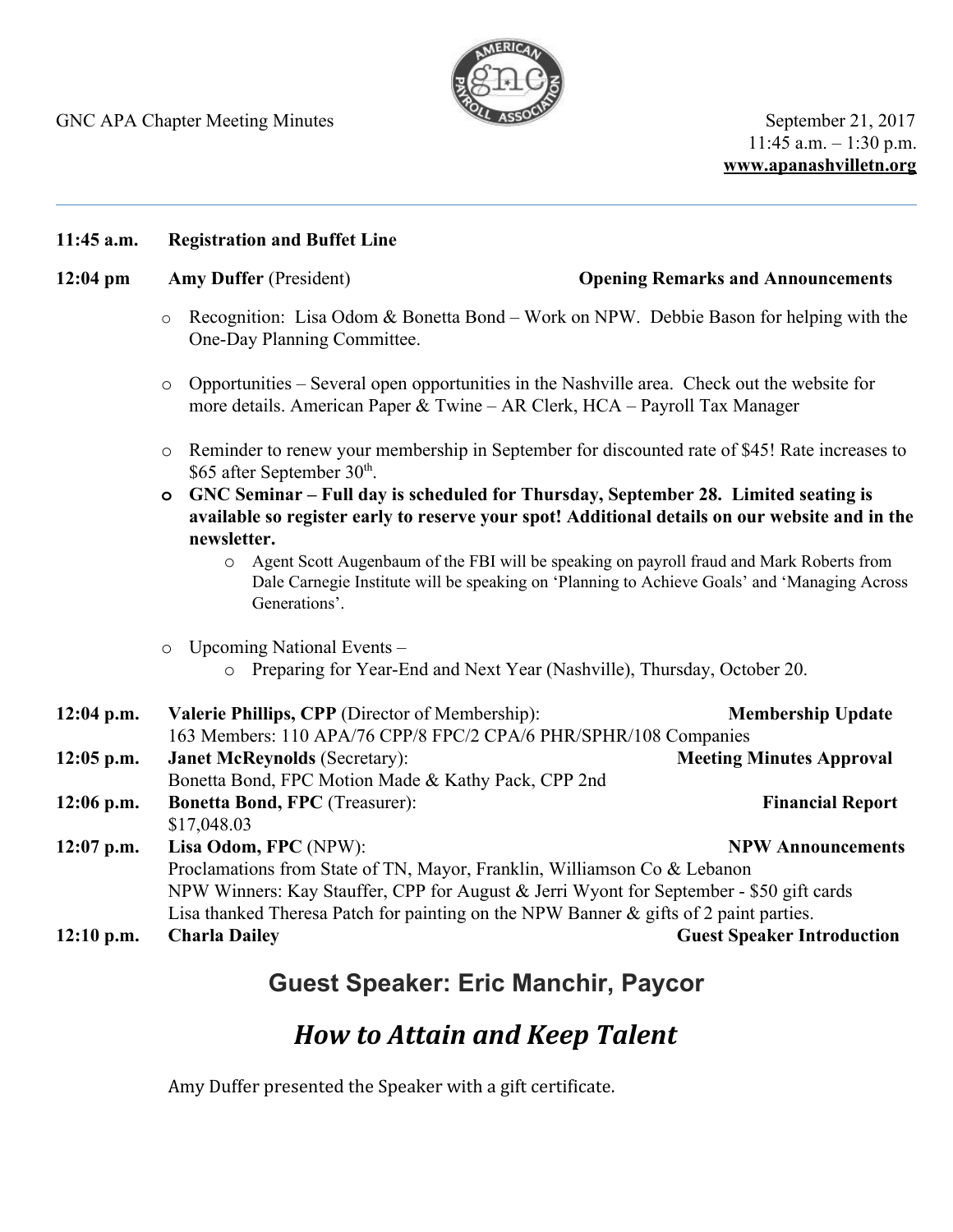GNC APA Chapter Meeting Minutes

September 21, 2017
11:45 a.m. – 1:30 p.m.
**www.apanashvilletn.org**

---

**11:45 a.m.** **Registration and Buffet Line**

**12:04 pm** **Amy Duffer** (President) **Opening Remarks and Announcements**

- Recognition: Lisa Odom & Bonetta Bond – Work on NPW. Debbie Bason for helping with the One-Day Planning Committee.
- Opportunities – Several open opportunities in the Nashville area. Check out the website for more details. American Paper & Twine – AR Clerk, HCA – Payroll Tax Manager
- Reminder to renew your membership in September for discounted rate of $45! Rate increases to $65 after September 30th.
- **GNC Seminar – Full day is scheduled for Thursday, September 28. Limited seating is available so register early to reserve your spot! Additional details on our website and in the newsletter.**
  - Agent Scott Augenbaum of the FBI will be speaking on payroll fraud and Mark Roberts from Dale Carnegie Institute will be speaking on 'Planning to Achieve Goals' and 'Managing Across Generations'.
- Upcoming National Events –
  - Preparing for Year-End and Next Year (Nashville), Thursday, October 20.

**12:04 p.m.** **Valerie Phillips, CPP** (Director of Membership): **Membership Update**
163 Members: 110 APA/76 CPP/8 FPC/2 CPA/6 PHR/SPHR/108 Companies

**12:05 p.m.** **Janet McReynolds** (Secretary): **Meeting Minutes Approval**
Bonetta Bond, FPC Motion Made & Kathy Pack, CPP 2nd

**12:06 p.m.** **Bonetta Bond, FPC** (Treasurer): **Financial Report**
$17,048.03

**12:07 p.m.** **Lisa Odom, FPC** (NPW): **NPW Announcements**
Proclamations from State of TN, Mayor, Franklin, Williamson Co & Lebanon
NPW Winners: Kay Stauffer, CPP for August & Jerri Wyont for September - $50 gift cards
Lisa thanked Theresa Patch for painting on the NPW Banner & gifts of 2 paint parties.

**12:10 p.m.** **Charla Dailey** **Guest Speaker Introduction**

## Guest Speaker: Eric Manchir, Paycor

## *How to Attain and Keep Talent*

Amy Duffer presented the Speaker with a gift certificate.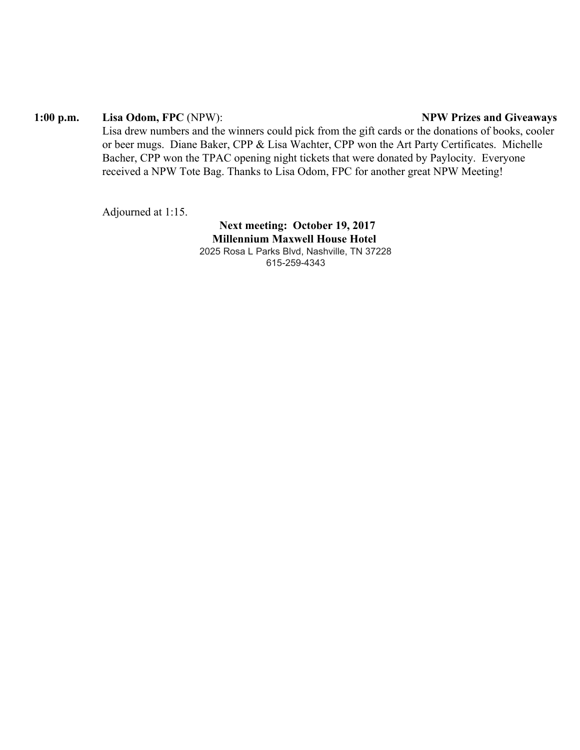**1:00 p.m.** **Lisa Odom, FPC** (NPW): **NPW Prizes and Giveaways**

Lisa drew numbers and the winners could pick from the gift cards or the donations of books, cooler or beer mugs. Diane Baker, CPP & Lisa Wachter, CPP won the Art Party Certificates. Michelle Bacher, CPP won the TPAC opening night tickets that were donated by Paylocity. Everyone received a NPW Tote Bag. Thanks to Lisa Odom, FPC for another great NPW Meeting!

Adjourned at 1:15.

**Next meeting: October 19, 2017**

**Millennium Maxwell House Hotel**

2025 Rosa L Parks Blvd, Nashville, TN 37228

615-259-4343